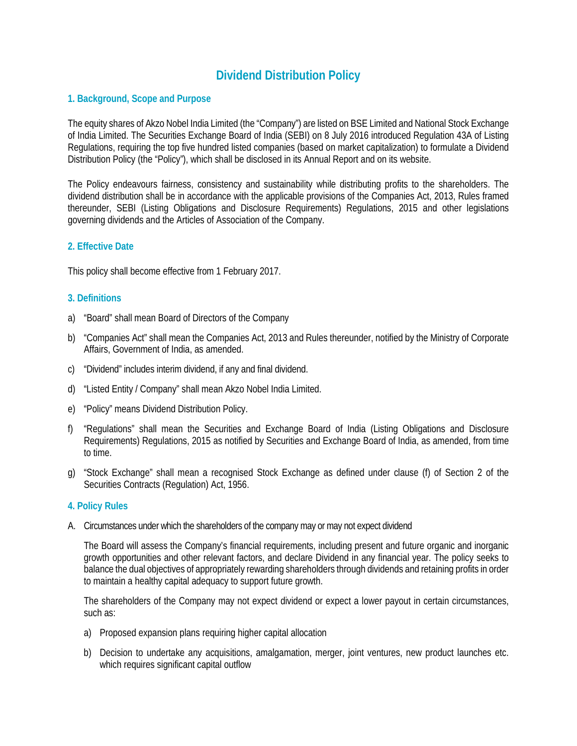# Dividend Distribution Policy

## 1. Background, Scope and Purpose

The equity shares of Akzo Nobel India Limited (the "Company") are listed on BSE Limited and National Stock Exchange of India Limited. The Securities Exchange Board of India (SEBI) on 8 July 2016 introduced Regulation 43A of Listing Regulations, requiring the top five hundred listed companies (based on market capitalization) to formulate a Dividend Distribution Policy (the "Policy"), which shall be disclosed in its Annual Report and on its website.

The Policy endeavours fairness, consistency and sustainability while distributing profits to the shareholders. The dividend distribution shall be in accordance with the applicable provisions of the Companies Act, 2013, Rules framed thereunder, SEBI (Listing Obligations and Disclosure Requirements) Regulations, 2015 and other legislations governing dividends and the Articles of Association of the Company.

## 2. Effective Date

This policy shall become effective from 1 February 2017.

## 3. Definitions

a) "Board" shall mean Board of Directors of the Company

b) "Companies Act" shall mean the Companies Act, 2013 and Rules thereunder, notified by the Ministry of Corporate Affairs, Government of India, as amended.

c) "Dividend" includes interim dividend, if any and final dividend.

d) "Listed Entity / Company" shall mean Akzo Nobel India Limited.

e) "Policy" means Dividend Distribution Policy.

f) "Regulations" shall mean the Securities and Exchange Board of India (Listing Obligations and Disclosure Requirements) Regulations, 2015 as notified by Securities and Exchange Board of India, as amended, from time to time.

g) "Stock Exchange" shall mean a recognised Stock Exchange as defined under clause (f) of Section 2 of the Securities Contracts (Regulation) Act, 1956.

## 4. Policy Rules

A. Circumstances under which the shareholders of the company may or may not expect dividend

The Board will assess the Company's financial requirements, including present and future organic and inorganic growth opportunities and other relevant factors, and declare Dividend in any financial year. The policy seeks to balance the dual objectives of appropriately rewarding shareholders through dividends and retaining profits in order to maintain a healthy capital adequacy to support future growth.

The shareholders of the Company may not expect dividend or expect a lower payout in certain circumstances, such as:

a) Proposed expansion plans requiring higher capital allocation

b) Decision to undertake any acquisitions, amalgamation, merger, joint ventures, new product launches etc. which requires significant capital outflow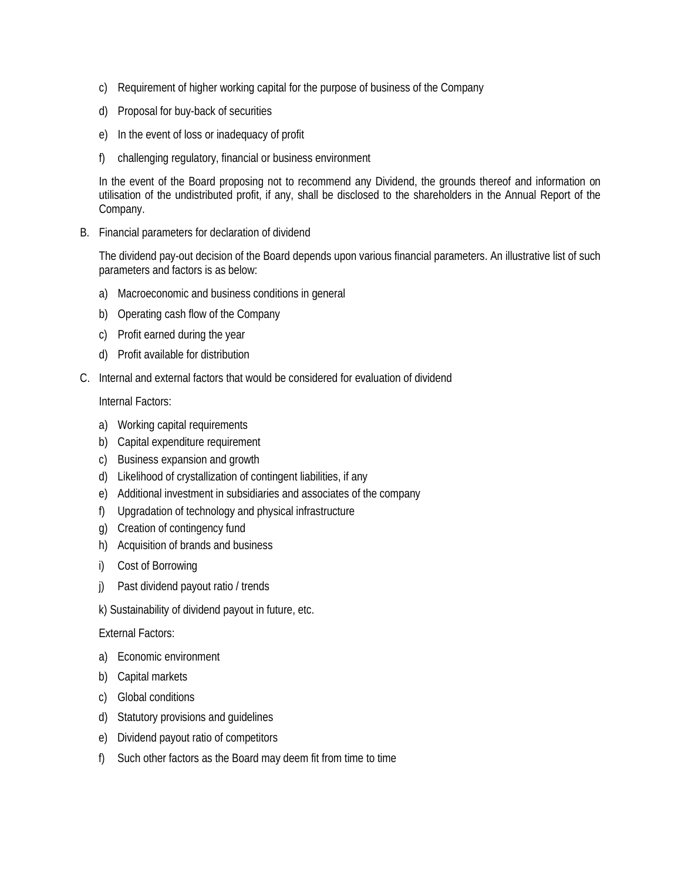c) Requirement of higher working capital for the purpose of business of the Company

d) Proposal for buy-back of securities

e) In the event of loss or inadequacy of profit

f) challenging regulatory, financial or business environment

In the event of the Board proposing not to recommend any Dividend, the grounds thereof and information on utilisation of the undistributed profit, if any, shall be disclosed to the shareholders in the Annual Report of the Company.

B. Financial parameters for declaration of dividend

The dividend pay-out decision of the Board depends upon various financial parameters. An illustrative list of such parameters and factors is as below:

a) Macroeconomic and business conditions in general

b) Operating cash flow of the Company

c) Profit earned during the year

d) Profit available for distribution

C. Internal and external factors that would be considered for evaluation of dividend

Internal Factors:

a) Working capital requirements
b) Capital expenditure requirement
c) Business expansion and growth
d) Likelihood of crystallization of contingent liabilities, if any
e) Additional investment in subsidiaries and associates of the company
f) Upgradation of technology and physical infrastructure
g) Creation of contingency fund
h) Acquisition of brands and business
i) Cost of Borrowing
j) Past dividend payout ratio / trends
k) Sustainability of dividend payout in future, etc.

External Factors:

a) Economic environment
b) Capital markets
c) Global conditions
d) Statutory provisions and guidelines
e) Dividend payout ratio of competitors
f) Such other factors as the Board may deem fit from time to time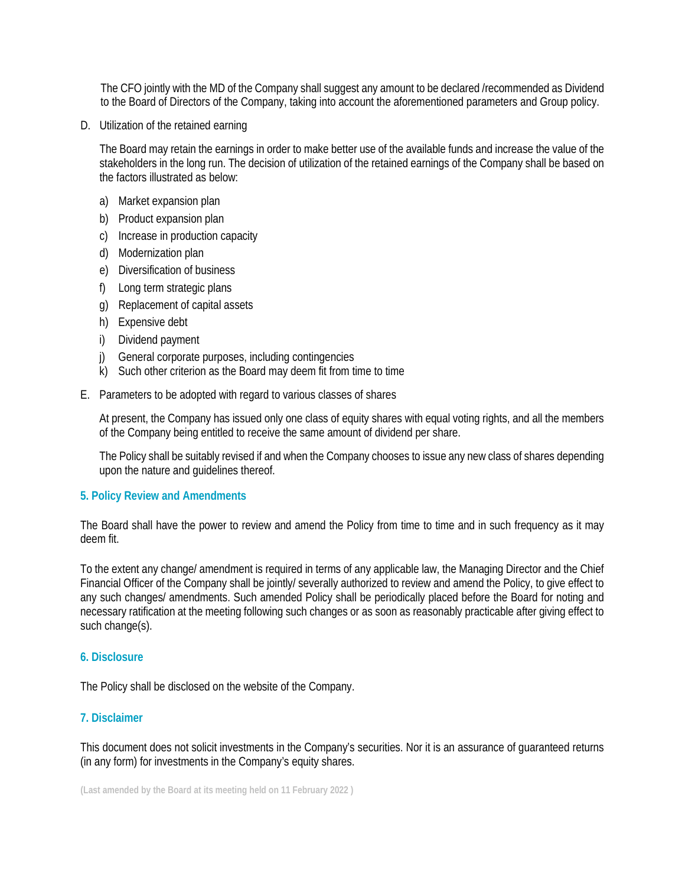The CFO jointly with the MD of the Company shall suggest any amount to be declared /recommended as Dividend to the Board of Directors of the Company, taking into account the aforementioned parameters and Group policy.

D. Utilization of the retained earning

The Board may retain the earnings in order to make better use of the available funds and increase the value of the stakeholders in the long run. The decision of utilization of the retained earnings of the Company shall be based on the factors illustrated as below:

a) Market expansion plan
b) Product expansion plan
c) Increase in production capacity
d) Modernization plan
e) Diversification of business
f) Long term strategic plans
g) Replacement of capital assets
h) Expensive debt
i) Dividend payment
j) General corporate purposes, including contingencies
k) Such other criterion as the Board may deem fit from time to time

E. Parameters to be adopted with regard to various classes of shares

At present, the Company has issued only one class of equity shares with equal voting rights, and all the members of the Company being entitled to receive the same amount of dividend per share.

The Policy shall be suitably revised if and when the Company chooses to issue any new class of shares depending upon the nature and guidelines thereof.

## 5. Policy Review and Amendments

The Board shall have the power to review and amend the Policy from time to time and in such frequency as it may deem fit.

To the extent any change/ amendment is required in terms of any applicable law, the Managing Director and the Chief Financial Officer of the Company shall be jointly/ severally authorized to review and amend the Policy, to give effect to any such changes/ amendments. Such amended Policy shall be periodically placed before the Board for noting and necessary ratification at the meeting following such changes or as soon as reasonably practicable after giving effect to such change(s).

## 6. Disclosure

The Policy shall be disclosed on the website of the Company.

## 7. Disclaimer

This document does not solicit investments in the Company's securities. Nor it is an assurance of guaranteed returns (in any form) for investments in the Company's equity shares.

**(Last amended by the Board at its meeting held on 11 February 2022 )**